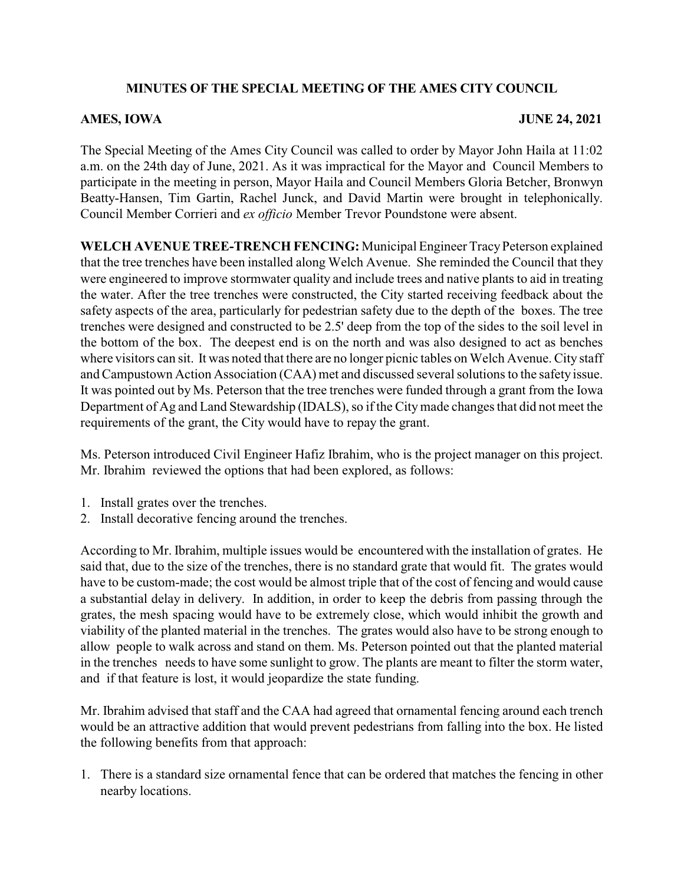**MINUTES OF THE SPECIAL MEETING OF THE AMES CITY COUNCIL**

**AMES, IOWA JUNE 24, 2021**

The Special Meeting of the Ames City Council was called to order by Mayor John Haila at 11:02 a.m. on the 24th day of June, 2021. As it was impractical for the Mayor and Council Members to participate in the meeting in person, Mayor Haila and Council Members Gloria Betcher, Bronwyn Beatty-Hansen, Tim Gartin, Rachel Junck, and David Martin were brought in telephonically. Council Member Corrieri and *ex officio* Member Trevor Poundstone were absent.

**WELCH AVENUE TREE-TRENCH FENCING:** Municipal Engineer Tracy Peterson explained that the tree trenches have been installed along Welch Avenue. She reminded the Council that they were engineered to improve stormwater quality and include trees and native plants to aid in treating the water. After the tree trenches were constructed, the City started receiving feedback about the safety aspects of the area, particularly for pedestrian safety due to the depth of the boxes. The tree trenches were designed and constructed to be 2.5' deep from the top of the sides to the soil level in the bottom of the box. The deepest end is on the north and was also designed to act as benches where visitors can sit. It was noted that there are no longer picnic tables on Welch Avenue. City staff and Campustown Action Association (CAA) met and discussed several solutions to the safety issue. It was pointed out by Ms. Peterson that the tree trenches were funded through a grant from the Iowa Department of Ag and Land Stewardship (IDALS), so if the City made changes that did not meet the requirements of the grant, the City would have to repay the grant.

Ms. Peterson introduced Civil Engineer Hafiz Ibrahim, who is the project manager on this project. Mr. Ibrahim reviewed the options that had been explored, as follows:

1. Install grates over the trenches.
2. Install decorative fencing around the trenches.

According to Mr. Ibrahim, multiple issues would be encountered with the installation of grates. He said that, due to the size of the trenches, there is no standard grate that would fit. The grates would have to be custom-made; the cost would be almost triple that of the cost of fencing and would cause a substantial delay in delivery. In addition, in order to keep the debris from passing through the grates, the mesh spacing would have to be extremely close, which would inhibit the growth and viability of the planted material in the trenches. The grates would also have to be strong enough to allow people to walk across and stand on them. Ms. Peterson pointed out that the planted material in the trenches needs to have some sunlight to grow. The plants are meant to filter the storm water, and if that feature is lost, it would jeopardize the state funding.

Mr. Ibrahim advised that staff and the CAA had agreed that ornamental fencing around each trench would be an attractive addition that would prevent pedestrians from falling into the box. He listed the following benefits from that approach:

1. There is a standard size ornamental fence that can be ordered that matches the fencing in other nearby locations.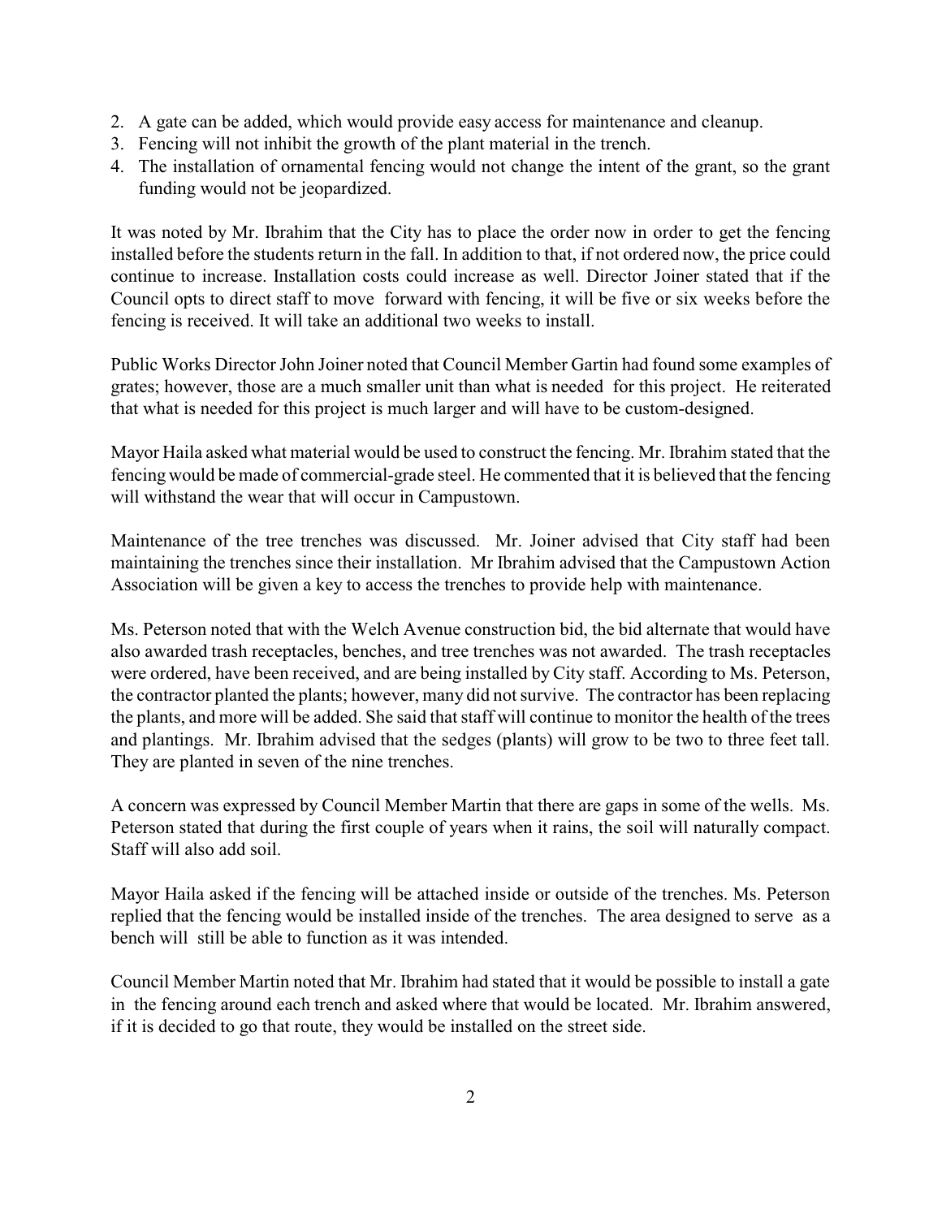2. A gate can be added, which would provide easy access for maintenance and cleanup.
3. Fencing will not inhibit the growth of the plant material in the trench.
4. The installation of ornamental fencing would not change the intent of the grant, so the grant funding would not be jeopardized.

It was noted by Mr. Ibrahim that the City has to place the order now in order to get the fencing installed before the students return in the fall. In addition to that, if not ordered now, the price could continue to increase. Installation costs could increase as well. Director Joiner stated that if the Council opts to direct staff to move forward with fencing, it will be five or six weeks before the fencing is received. It will take an additional two weeks to install.

Public Works Director John Joiner noted that Council Member Gartin had found some examples of grates; however, those are a much smaller unit than what is needed for this project. He reiterated that what is needed for this project is much larger and will have to be custom-designed.

Mayor Haila asked what material would be used to construct the fencing. Mr. Ibrahim stated that the fencing would be made of commercial-grade steel. He commented that it is believed that the fencing will withstand the wear that will occur in Campustown.

Maintenance of the tree trenches was discussed. Mr. Joiner advised that City staff had been maintaining the trenches since their installation. Mr Ibrahim advised that the Campustown Action Association will be given a key to access the trenches to provide help with maintenance.

Ms. Peterson noted that with the Welch Avenue construction bid, the bid alternate that would have also awarded trash receptacles, benches, and tree trenches was not awarded. The trash receptacles were ordered, have been received, and are being installed by City staff. According to Ms. Peterson, the contractor planted the plants; however, many did not survive. The contractor has been replacing the plants, and more will be added. She said that staff will continue to monitor the health of the trees and plantings. Mr. Ibrahim advised that the sedges (plants) will grow to be two to three feet tall. They are planted in seven of the nine trenches.

A concern was expressed by Council Member Martin that there are gaps in some of the wells. Ms. Peterson stated that during the first couple of years when it rains, the soil will naturally compact. Staff will also add soil.

Mayor Haila asked if the fencing will be attached inside or outside of the trenches. Ms. Peterson replied that the fencing would be installed inside of the trenches. The area designed to serve as a bench will still be able to function as it was intended.

Council Member Martin noted that Mr. Ibrahim had stated that it would be possible to install a gate in the fencing around each trench and asked where that would be located. Mr. Ibrahim answered, if it is decided to go that route, they would be installed on the street side.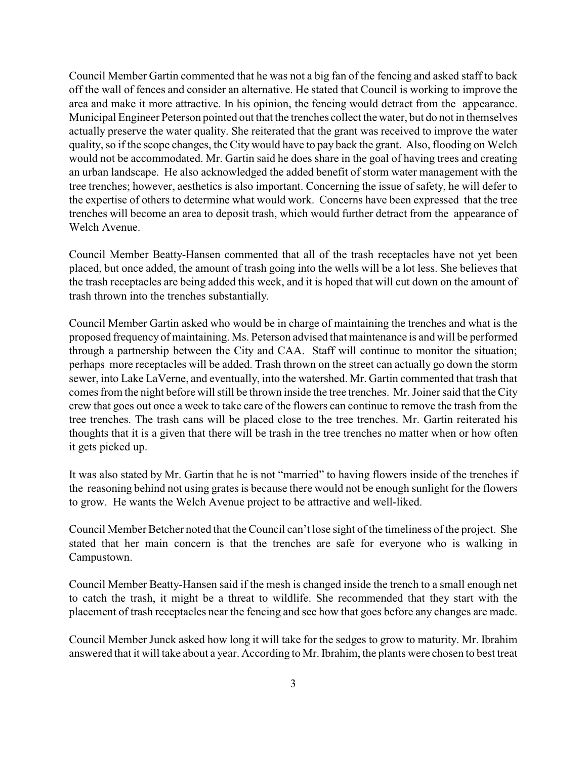Council Member Gartin commented that he was not a big fan of the fencing and asked staff to back off the wall of fences and consider an alternative. He stated that Council is working to improve the area and make it more attractive. In his opinion, the fencing would detract from the appearance. Municipal Engineer Peterson pointed out that the trenches collect the water, but do not in themselves actually preserve the water quality. She reiterated that the grant was received to improve the water quality, so if the scope changes, the City would have to pay back the grant. Also, flooding on Welch would not be accommodated. Mr. Gartin said he does share in the goal of having trees and creating an urban landscape. He also acknowledged the added benefit of storm water management with the tree trenches; however, aesthetics is also important. Concerning the issue of safety, he will defer to the expertise of others to determine what would work. Concerns have been expressed that the tree trenches will become an area to deposit trash, which would further detract from the appearance of Welch Avenue.

Council Member Beatty-Hansen commented that all of the trash receptacles have not yet been placed, but once added, the amount of trash going into the wells will be a lot less. She believes that the trash receptacles are being added this week, and it is hoped that will cut down on the amount of trash thrown into the trenches substantially.

Council Member Gartin asked who would be in charge of maintaining the trenches and what is the proposed frequency of maintaining. Ms. Peterson advised that maintenance is and will be performed through a partnership between the City and CAA. Staff will continue to monitor the situation; perhaps more receptacles will be added. Trash thrown on the street can actually go down the storm sewer, into Lake LaVerne, and eventually, into the watershed. Mr. Gartin commented that trash that comes from the night before will still be thrown inside the tree trenches. Mr. Joiner said that the City crew that goes out once a week to take care of the flowers can continue to remove the trash from the tree trenches. The trash cans will be placed close to the tree trenches. Mr. Gartin reiterated his thoughts that it is a given that there will be trash in the tree trenches no matter when or how often it gets picked up.

It was also stated by Mr. Gartin that he is not "married" to having flowers inside of the trenches if the reasoning behind not using grates is because there would not be enough sunlight for the flowers to grow. He wants the Welch Avenue project to be attractive and well-liked.

Council Member Betcher noted that the Council can't lose sight of the timeliness of the project. She stated that her main concern is that the trenches are safe for everyone who is walking in Campustown.

Council Member Beatty-Hansen said if the mesh is changed inside the trench to a small enough net to catch the trash, it might be a threat to wildlife. She recommended that they start with the placement of trash receptacles near the fencing and see how that goes before any changes are made.

Council Member Junck asked how long it will take for the sedges to grow to maturity. Mr. Ibrahim answered that it will take about a year. According to Mr. Ibrahim, the plants were chosen to best treat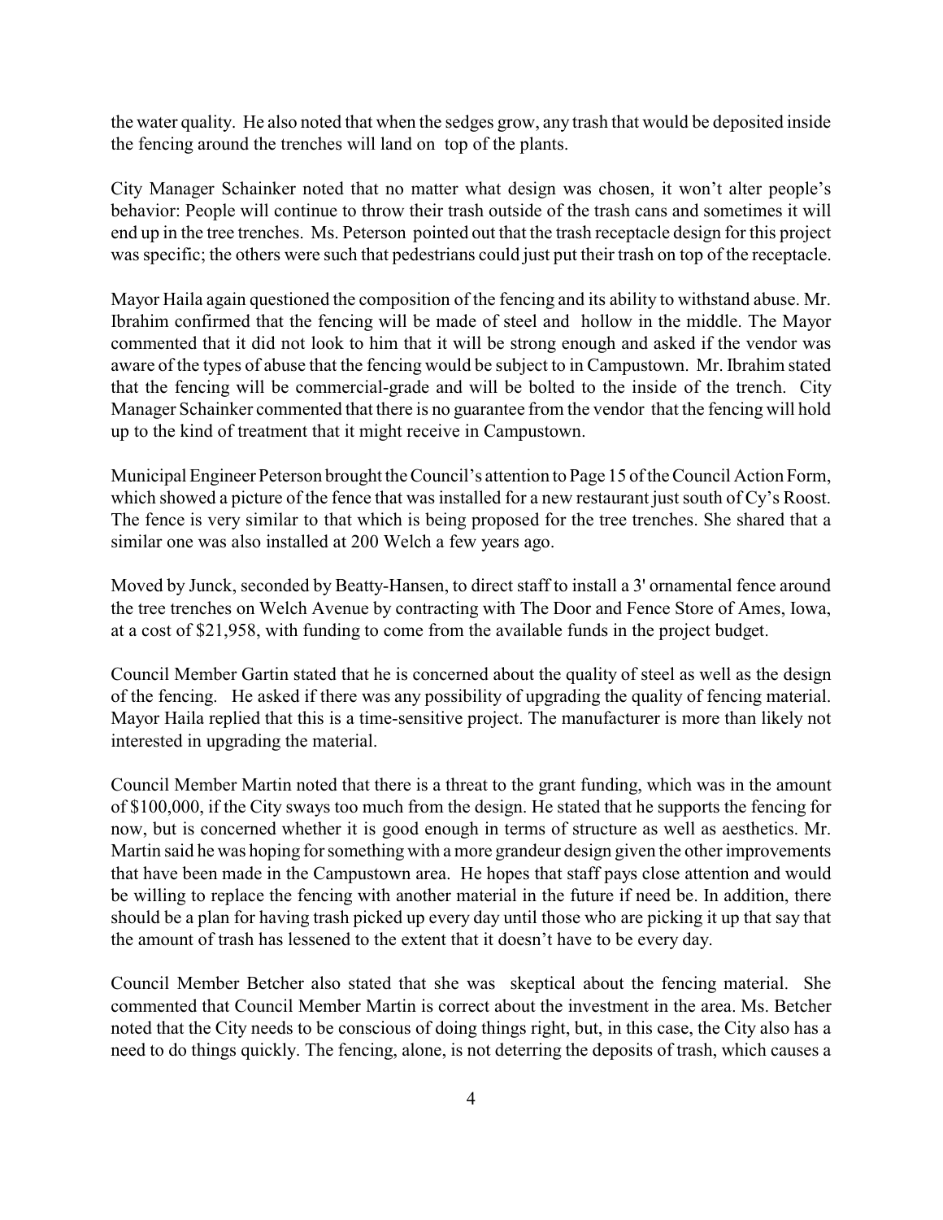the water quality. He also noted that when the sedges grow, any trash that would be deposited inside the fencing around the trenches will land on top of the plants.

City Manager Schainker noted that no matter what design was chosen, it won't alter people's behavior: People will continue to throw their trash outside of the trash cans and sometimes it will end up in the tree trenches. Ms. Peterson pointed out that the trash receptacle design for this project was specific; the others were such that pedestrians could just put their trash on top of the receptacle.

Mayor Haila again questioned the composition of the fencing and its ability to withstand abuse. Mr. Ibrahim confirmed that the fencing will be made of steel and hollow in the middle. The Mayor commented that it did not look to him that it will be strong enough and asked if the vendor was aware of the types of abuse that the fencing would be subject to in Campustown. Mr. Ibrahim stated that the fencing will be commercial-grade and will be bolted to the inside of the trench. City Manager Schainker commented that there is no guarantee from the vendor that the fencing will hold up to the kind of treatment that it might receive in Campustown.

Municipal Engineer Peterson brought the Council's attention to Page 15 of the Council Action Form, which showed a picture of the fence that was installed for a new restaurant just south of Cy's Roost. The fence is very similar to that which is being proposed for the tree trenches. She shared that a similar one was also installed at 200 Welch a few years ago.

Moved by Junck, seconded by Beatty-Hansen, to direct staff to install a 3' ornamental fence around the tree trenches on Welch Avenue by contracting with The Door and Fence Store of Ames, Iowa, at a cost of $21,958, with funding to come from the available funds in the project budget.

Council Member Gartin stated that he is concerned about the quality of steel as well as the design of the fencing. He asked if there was any possibility of upgrading the quality of fencing material. Mayor Haila replied that this is a time-sensitive project. The manufacturer is more than likely not interested in upgrading the material.

Council Member Martin noted that there is a threat to the grant funding, which was in the amount of $100,000, if the City sways too much from the design. He stated that he supports the fencing for now, but is concerned whether it is good enough in terms of structure as well as aesthetics. Mr. Martin said he was hoping for something with a more grandeur design given the other improvements that have been made in the Campustown area. He hopes that staff pays close attention and would be willing to replace the fencing with another material in the future if need be. In addition, there should be a plan for having trash picked up every day until those who are picking it up that say that the amount of trash has lessened to the extent that it doesn't have to be every day.

Council Member Betcher also stated that she was skeptical about the fencing material. She commented that Council Member Martin is correct about the investment in the area. Ms. Betcher noted that the City needs to be conscious of doing things right, but, in this case, the City also has a need to do things quickly. The fencing, alone, is not deterring the deposits of trash, which causes a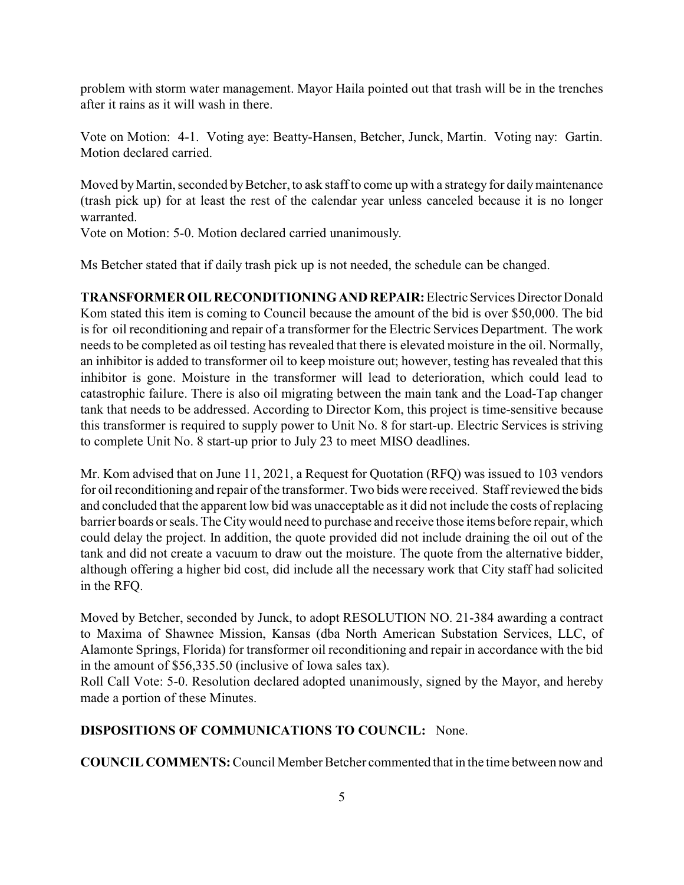problem with storm water management. Mayor Haila pointed out that trash will be in the trenches after it rains as it will wash in there.

Vote on Motion: 4-1. Voting aye: Beatty-Hansen, Betcher, Junck, Martin. Voting nay: Gartin. Motion declared carried.

Moved by Martin, seconded by Betcher, to ask staff to come up with a strategy for daily maintenance (trash pick up) for at least the rest of the calendar year unless canceled because it is no longer warranted.
Vote on Motion: 5-0. Motion declared carried unanimously.

Ms Betcher stated that if daily trash pick up is not needed, the schedule can be changed.

**TRANSFORMER OIL RECONDITIONING AND REPAIR:** Electric Services Director Donald Kom stated this item is coming to Council because the amount of the bid is over $50,000. The bid is for oil reconditioning and repair of a transformer for the Electric Services Department. The work needs to be completed as oil testing has revealed that there is elevated moisture in the oil. Normally, an inhibitor is added to transformer oil to keep moisture out; however, testing has revealed that this inhibitor is gone. Moisture in the transformer will lead to deterioration, which could lead to catastrophic failure. There is also oil migrating between the main tank and the Load-Tap changer tank that needs to be addressed. According to Director Kom, this project is time-sensitive because this transformer is required to supply power to Unit No. 8 for start-up. Electric Services is striving to complete Unit No. 8 start-up prior to July 23 to meet MISO deadlines.

Mr. Kom advised that on June 11, 2021, a Request for Quotation (RFQ) was issued to 103 vendors for oil reconditioning and repair of the transformer. Two bids were received. Staff reviewed the bids and concluded that the apparent low bid was unacceptable as it did not include the costs of replacing barrier boards or seals. The City would need to purchase and receive those items before repair, which could delay the project. In addition, the quote provided did not include draining the oil out of the tank and did not create a vacuum to draw out the moisture. The quote from the alternative bidder, although offering a higher bid cost, did include all the necessary work that City staff had solicited in the RFQ.

Moved by Betcher, seconded by Junck, to adopt RESOLUTION NO. 21-384 awarding a contract to Maxima of Shawnee Mission, Kansas (dba North American Substation Services, LLC, of Alamonte Springs, Florida) for transformer oil reconditioning and repair in accordance with the bid in the amount of $56,335.50 (inclusive of Iowa sales tax).
Roll Call Vote: 5-0. Resolution declared adopted unanimously, signed by the Mayor, and hereby made a portion of these Minutes.

**DISPOSITIONS OF COMMUNICATIONS TO COUNCIL:** None.

**COUNCIL COMMENTS:** Council Member Betcher commented that in the time between now and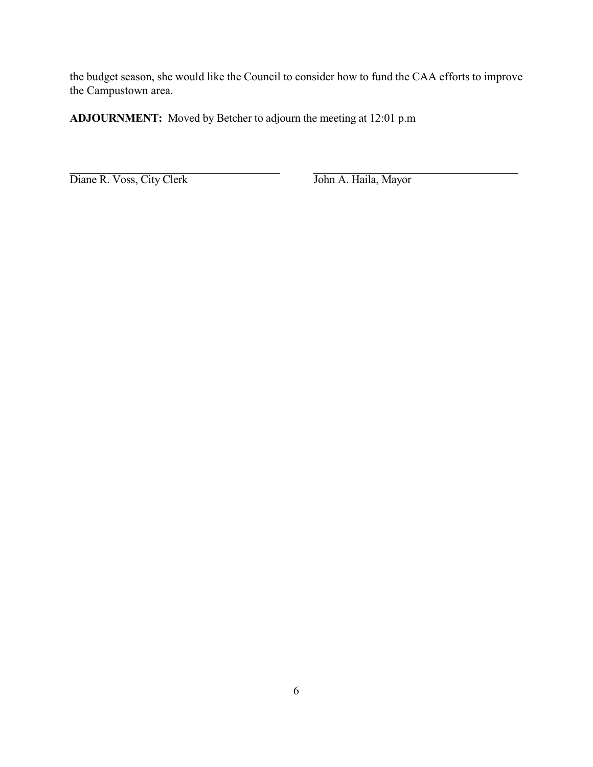the budget season, she would like the Council to consider how to fund the CAA efforts to improve the Campustown area.

**ADJOURNMENT:** Moved by Betcher to adjourn the meeting at 12:01 p.m

\_\_\_\_\_\_\_\_\_\_\_\_\_\_\_\_\_\_\_\_\_\_\_\_\_\_\_\_\_\_\_\_\_\_\_\_
Diane R. Voss, City Clerk

\_\_\_\_\_\_\_\_\_\_\_\_\_\_\_\_\_\_\_\_\_\_\_\_\_\_\_\_\_\_\_\_\_\_\_\_
John A. Haila, Mayor